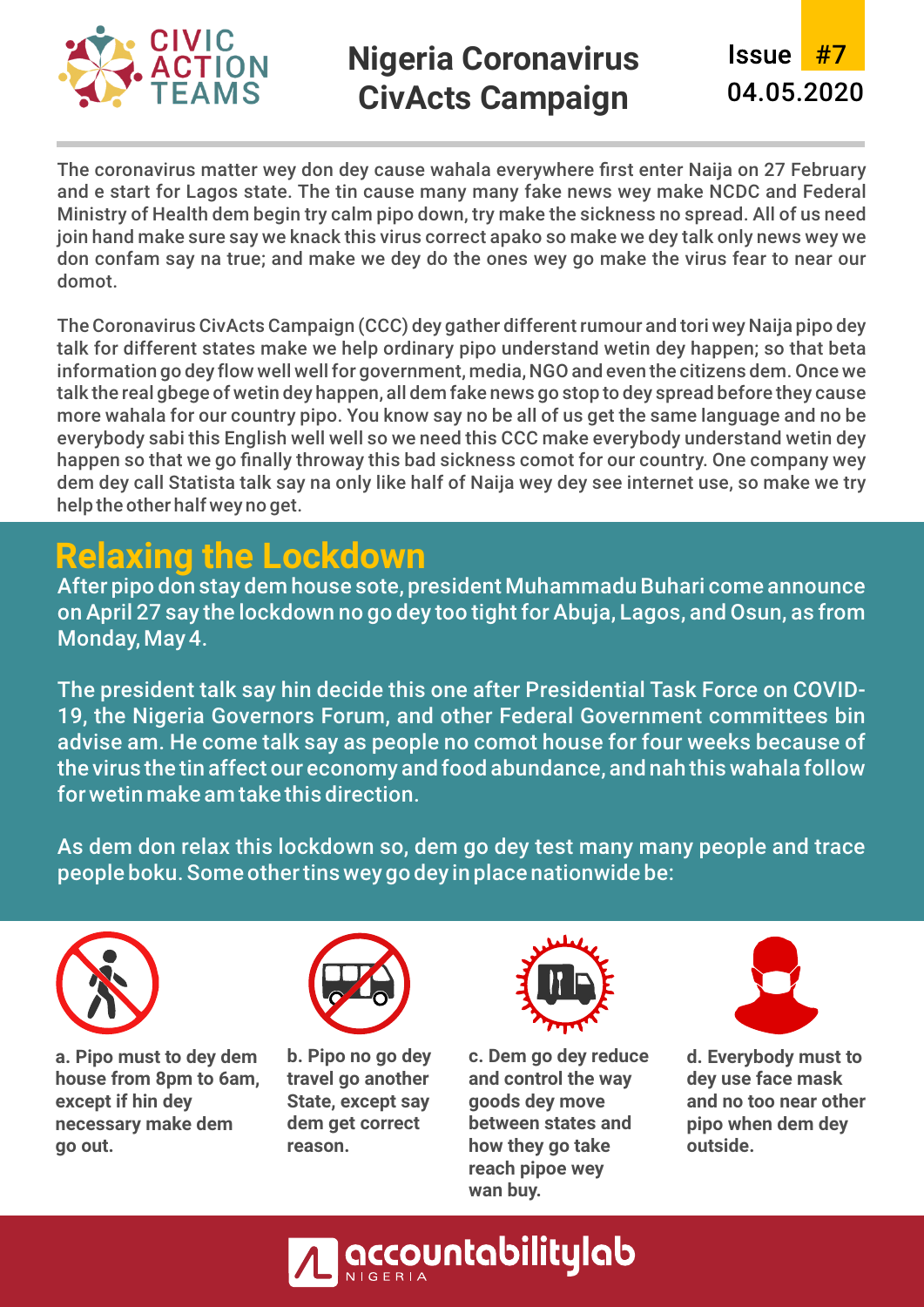CIVIC ACTION TEAMS

# Nigeria Coronavirus CivActs Campaign

Issue #7
04.05.2020

The coronavirus matter wey don dey cause wahala everywhere first enter Naija on 27 February and e start for Lagos state. The tin cause many many fake news wey make NCDC and Federal Ministry of Health dem begin try calm pipo down, try make the sickness no spread. All of us need join hand make sure say we knack this virus correct apako so make we dey talk only news wey we don confam say na true; and make we dey do the ones wey go make the virus fear to near our domot.

The Coronavirus CivActs Campaign (CCC) dey gather different rumour and tori wey Naija pipo dey talk for different states make we help ordinary pipo understand wetin dey happen; so that beta information go dey flow well well for government, media, NGO and even the citizens dem. Once we talk the real gbege of wetin dey happen, all dem fake news go stop to dey spread before they cause more wahala for our country pipo. You know say no be all of us get the same language and no be everybody sabi this English well well so we need this CCC make everybody understand wetin dey happen so that we go finally throway this bad sickness comot for our country. One company wey dem dey call Statista talk say na only like half of Naija wey dey see internet use, so make we try help the other half wey no get.

## Relaxing the Lockdown

After pipo don stay dem house sote, president Muhammadu Buhari come announce on April 27 say the lockdown no go dey too tight for Abuja, Lagos, and Osun, as from Monday, May 4.

The president talk say hin decide this one after Presidential Task Force on COVID-19, the Nigeria Governors Forum, and other Federal Government committees bin advise am. He come talk say as people no comot house for four weeks because of the virus the tin affect our economy and food abundance, and nah this wahala follow for wetin make am take this direction.

As dem don relax this lockdown so, dem go dey test many many people and trace people boku. Some other tins wey go dey in place nationwide be:

**a. Pipo must to dey dem house from 8pm to 6am, except if hin dey necessary make dem go out.**

**b. Pipo no go dey travel go another State, except say dem get correct reason.**

**c. Dem go dey reduce and control the way goods dey move between states and how they go take reach pipoe wey wan buy.**

**d. Everybody must to dey use face mask and no too near other pipo when dem dey outside.**

accountabilitylab NIGERIA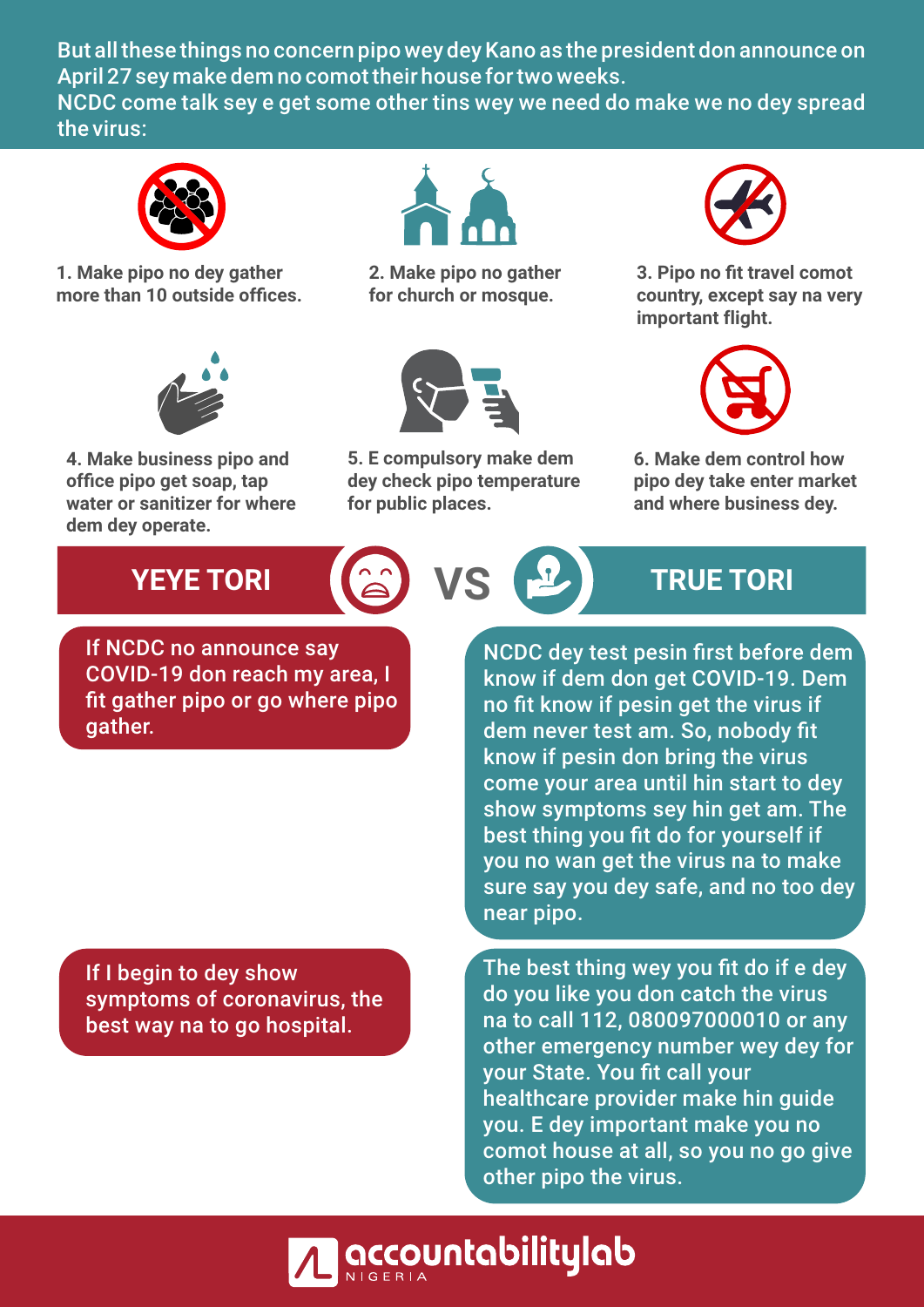But all these things no concern pipo wey dey Kano as the president don announce on April 27 sey make dem no comot their house for two weeks.
NCDC come talk sey e get some other tins wey we need do make we no dey spread the virus:

1. Make pipo no dey gather more than 10 outside offices.
2. Make pipo no gather for church or mosque.
3. Pipo no fit travel comot country, except say na very important flight.
4. Make business pipo and office pipo get soap, tap water or sanitizer for where dem dey operate.
5. E compulsory make dem dey check pipo temperature for public places.
6. Make dem control how pipo dey take enter market and where business dey.

## YEYE TORI VS TRUE TORI

**YEYE TORI:** If NCDC no announce say COVID-19 don reach my area, I fit gather pipo or go where pipo gather.

**TRUE TORI:** NCDC dey test pesin first before dem know if dem don get COVID-19. Dem no fit know if pesin get the virus if dem never test am. So, nobody fit know if pesin don bring the virus come your area until hin start to dey show symptoms sey hin get am. The best thing you fit do for yourself if you no wan get the virus na to make sure say you dey safe, and no too dey near pipo.

**YEYE TORI:** If I begin to dey show symptoms of coronavirus, the best way na to go hospital.

**TRUE TORI:** The best thing wey you fit do if e dey do you like you don catch the virus na to call 112, 080097000010 or any other emergency number wey dey for your State. You fit call your healthcare provider make hin guide you. E dey important make you no comot house at all, so you no go give other pipo the virus.

accountabilitylab NIGERIA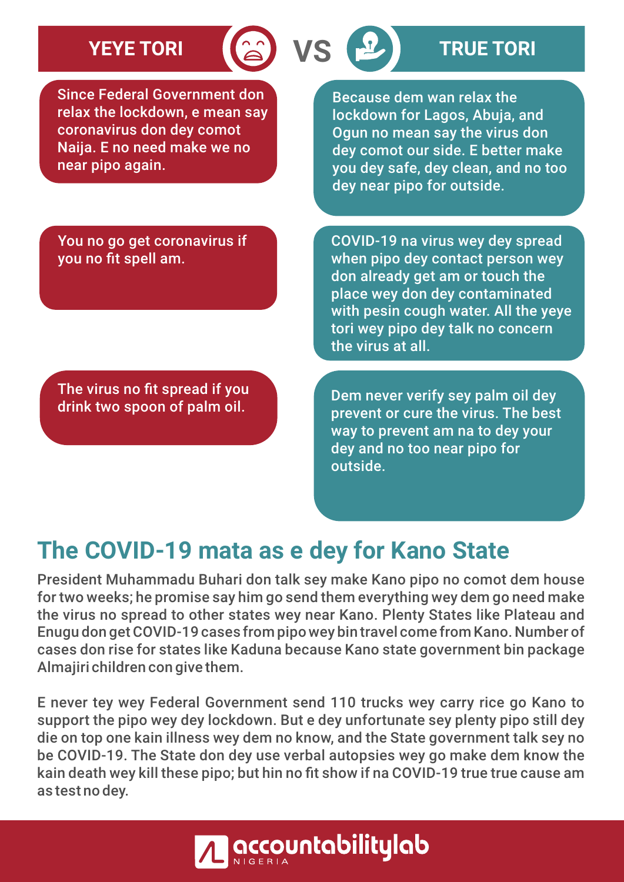| YEYE TORI | VS | TRUE TORI |
|---|---|---|
| Since Federal Government don relax the lockdown, e mean say coronavirus don dey comot Naija. E no need make we no near pipo again. | | Because dem wan relax the lockdown for Lagos, Abuja, and Ogun no mean say the virus don dey comot our side. E better make you dey safe, dey clean, and no too dey near pipo for outside. |
| You no go get coronavirus if you no fit spell am. | | COVID-19 na virus wey dey spread when pipo dey contact person wey don already get am or touch the place wey don dey contaminated with pesin cough water. All the yeye tori wey pipo dey talk no concern the virus at all. |
| The virus no fit spread if you drink two spoon of palm oil. | | Dem never verify sey palm oil dey prevent or cure the virus. The best way to prevent am na to dey your dey and no too near pipo for outside. |

## The COVID-19 mata as e dey for Kano State

President Muhammadu Buhari don talk sey make Kano pipo no comot dem house for two weeks; he promise say him go send them everything wey dem go need make the virus no spread to other states wey near Kano. Plenty States like Plateau and Enugu don get COVID-19 cases from pipo wey bin travel come from Kano. Number of cases don rise for states like Kaduna because Kano state government bin package Almajiri children con give them.

E never tey wey Federal Government send 110 trucks wey carry rice go Kano to support the pipo wey dey lockdown. But e dey unfortunate sey plenty pipo still dey die on top one kain illness wey dem no know, and the State government talk sey no be COVID-19. The State don dey use verbal autopsies wey go make dem know the kain death wey kill these pipo; but hin no fit show if na COVID-19 true true cause am as test no dey.

accountabilitylab NIGERIA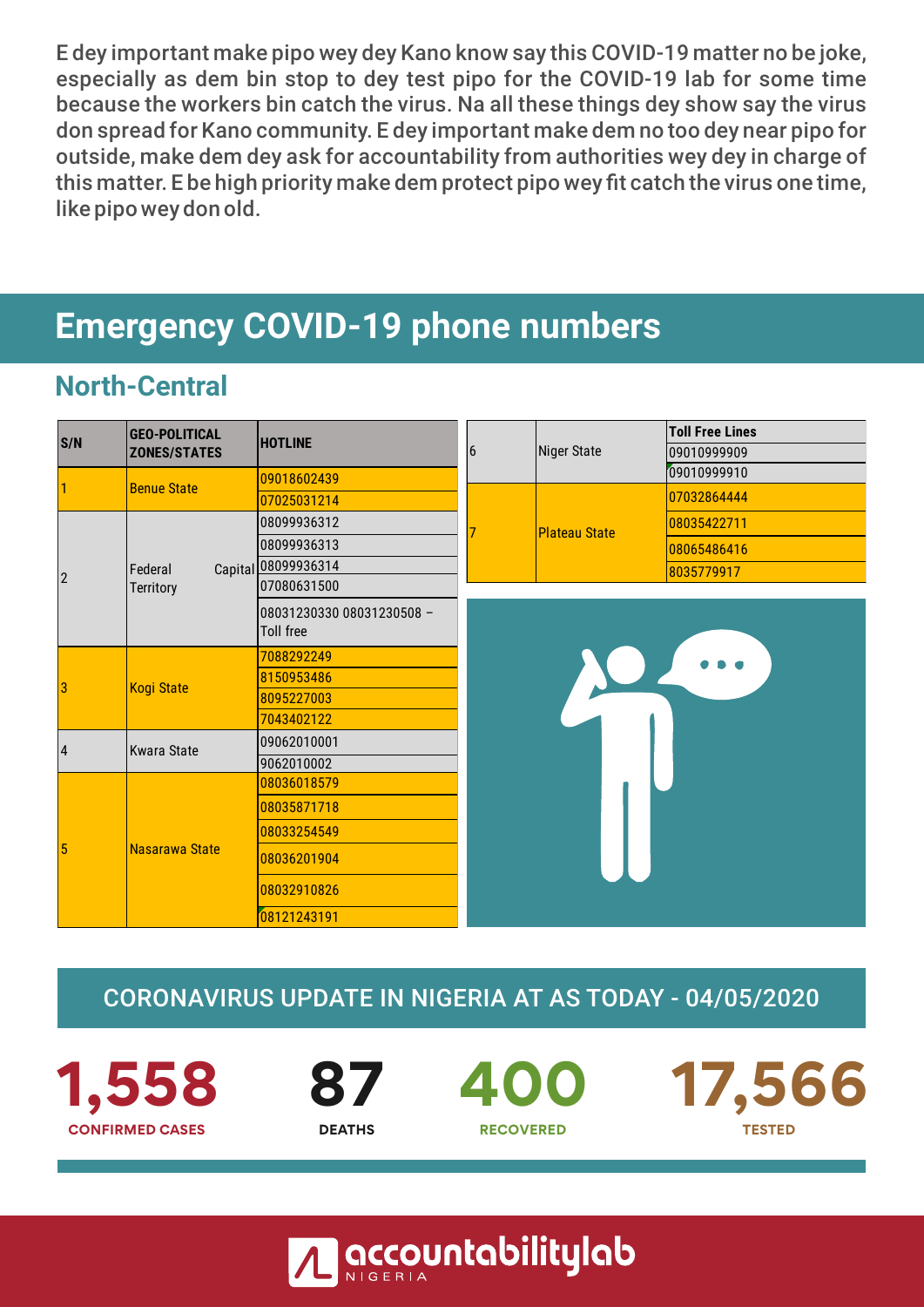E dey important make pipo wey dey Kano know say this COVID-19 matter no be joke, especially as dem bin stop to dey test pipo for the COVID-19 lab for some time because the workers bin catch the virus. Na all these things dey show say the virus don spread for Kano community. E dey important make dem no too dey near pipo for outside, make dem dey ask for accountability from authorities wey dey in charge of this matter. E be high priority make dem protect pipo wey fit catch the virus one time, like pipo wey don old.

# Emergency COVID-19 phone numbers

## North-Central

| S/N | GEO-POLITICAL ZONES/STATES | HOTLINE |
|---|---|---|
| 1 | Benue State | 09018602439 |
| | | 07025031214 |
| 2 | Federal Capital Territory | 08099936312 |
| | | 08099936313 |
| | | 08099936314 |
| | | 07080631500 |
| | | 08031230330 08031230508 – Toll free |
| 3 | Kogi State | 7088292249 |
| | | 8150953486 |
| | | 8095227003 |
| | | 7043402122 |
| 4 | Kwara State | 09062010001 |
| | | 9062010002 |
| 5 | Nasarawa State | 08036018579 |
| | | 08035871718 |
| | | 08033254549 |
| | | 08036201904 |
| | | 08032910826 |
| | | 08121243191 |
| 6 | Niger State | Toll Free Lines |
| | | 09010999909 |
| | | 09010999910 |
| 7 | Plateau State | 07032864444 |
| | | 08035422711 |
| | | 08065486416 |
| | | 8035779917 |

## CORONAVIRUS UPDATE IN NIGERIA AT AS TODAY - 04/05/2020

**1,558** CONFIRMED CASES

**87** DEATHS

**400** RECOVERED

**17,566** TESTED

accountabilitylab NIGERIA